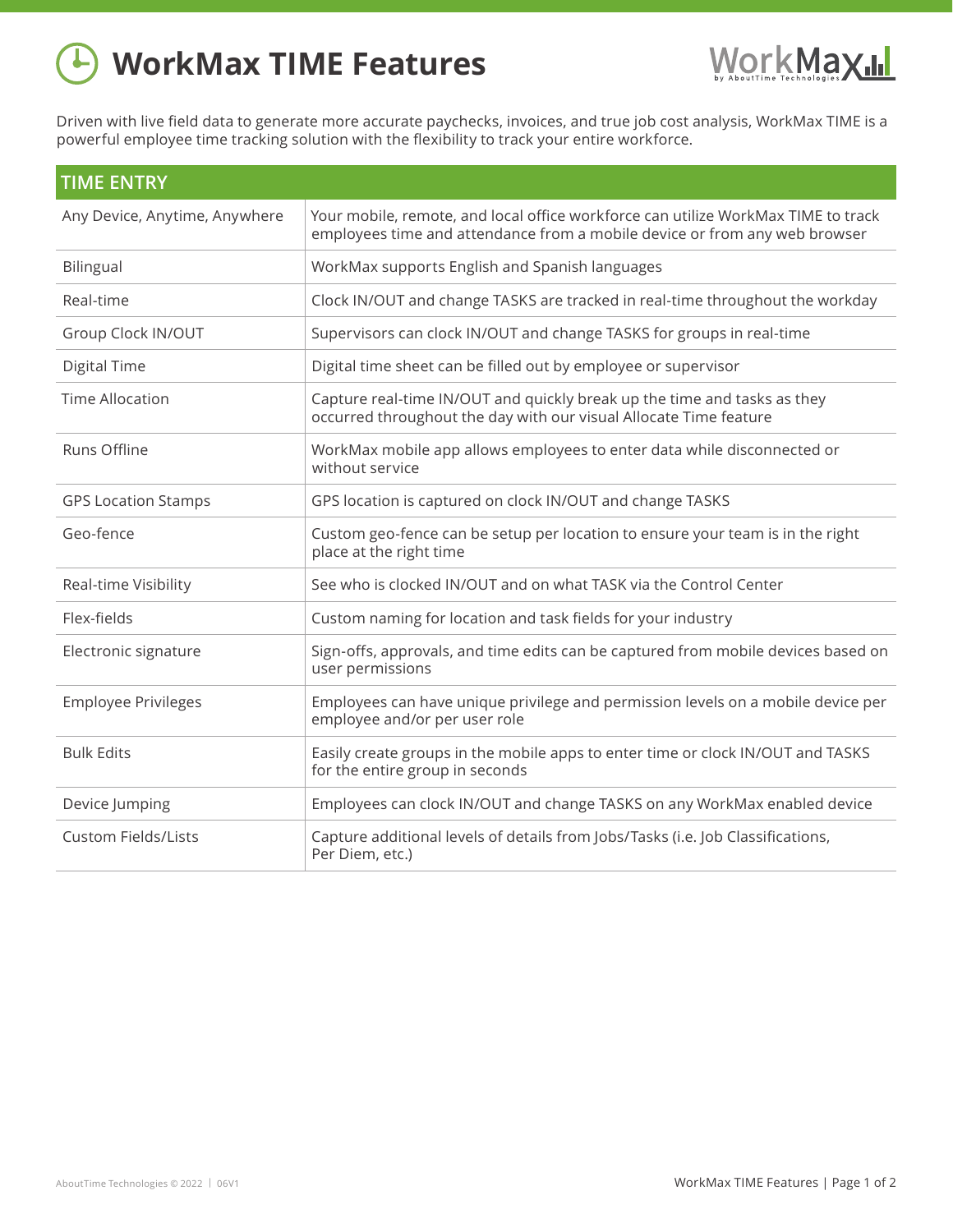# WorkMax TIME Features

Driven with live field data to generate more accurate paychecks, invoices, and true job cost analysis, WorkMax TIME is a powerful employee time tracking solution with the flexibility to track your entire workforce.

| TIME ENTRY | |
|---|---|
| Any Device, Anytime, Anywhere | Your mobile, remote, and local office workforce can utilize WorkMax TIME to track employees time and attendance from a mobile device or from any web browser |
| Bilingual | WorkMax supports English and Spanish languages |
| Real-time | Clock IN/OUT and change TASKS are tracked in real-time throughout the workday |
| Group Clock IN/OUT | Supervisors can clock IN/OUT and change TASKS for groups in real-time |
| Digital Time | Digital time sheet can be filled out by employee or supervisor |
| Time Allocation | Capture real-time IN/OUT and quickly break up the time and tasks as they occurred throughout the day with our visual Allocate Time feature |
| Runs Offline | WorkMax mobile app allows employees to enter data while disconnected or without service |
| GPS Location Stamps | GPS location is captured on clock IN/OUT and change TASKS |
| Geo-fence | Custom geo-fence can be setup per location to ensure your team is in the right place at the right time |
| Real-time Visibility | See who is clocked IN/OUT and on what TASK via the Control Center |
| Flex-fields | Custom naming for location and task fields for your industry |
| Electronic signature | Sign-offs, approvals, and time edits can be captured from mobile devices based on user permissions |
| Employee Privileges | Employees can have unique privilege and permission levels on a mobile device per employee and/or per user role |
| Bulk Edits | Easily create groups in the mobile apps to enter time or clock IN/OUT and TASKS for the entire group in seconds |
| Device Jumping | Employees can clock IN/OUT and change TASKS on any WorkMax enabled device |
| Custom Fields/Lists | Capture additional levels of details from Jobs/Tasks (i.e. Job Classifications, Per Diem, etc.) |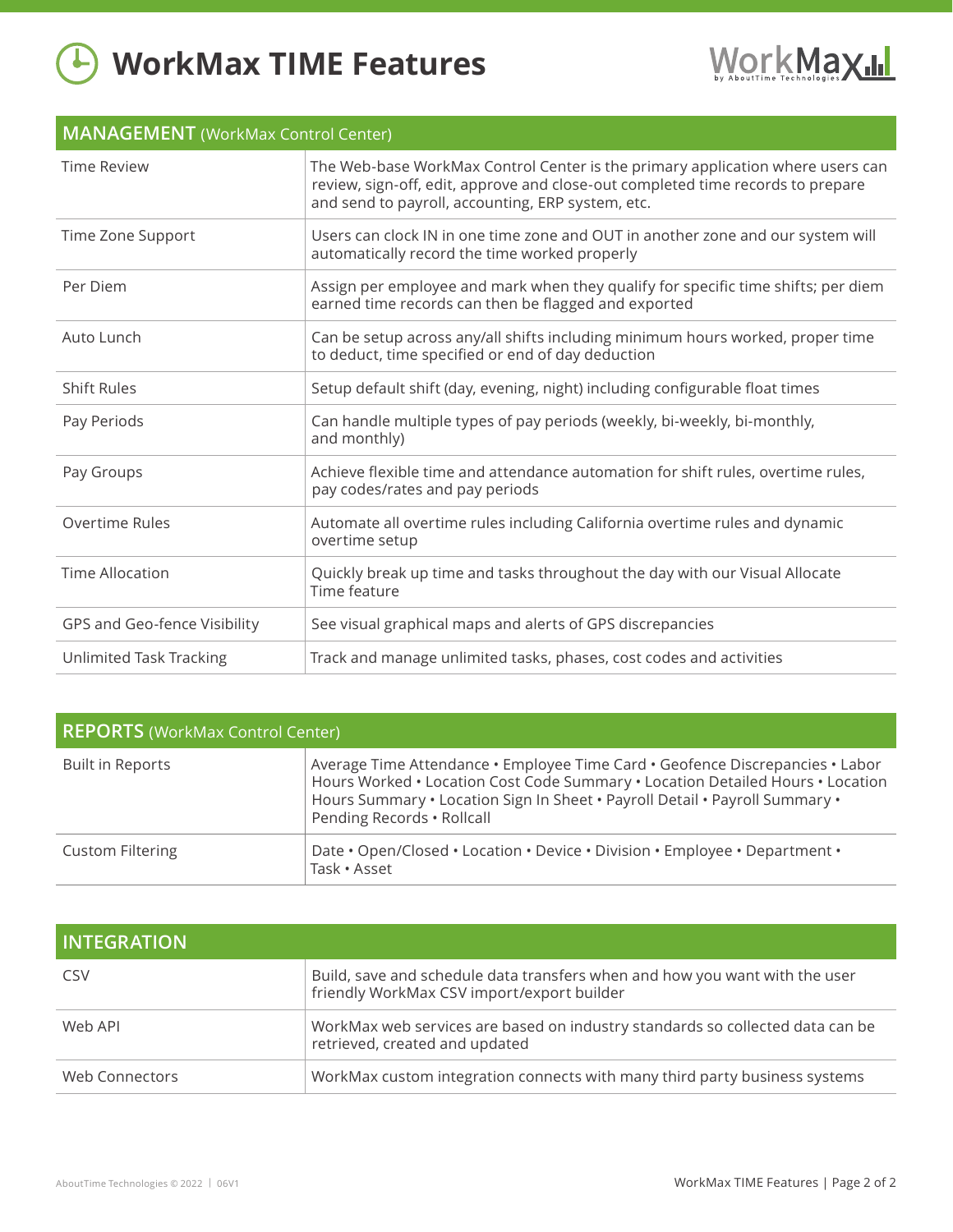# WorkMax TIME Features

| MANAGEMENT (WorkMax Control Center) | |
|---|---|
| Time Review | The Web-base WorkMax Control Center is the primary application where users can review, sign-off, edit, approve and close-out completed time records to prepare and send to payroll, accounting, ERP system, etc. |
| Time Zone Support | Users can clock IN in one time zone and OUT in another zone and our system will automatically record the time worked properly |
| Per Diem | Assign per employee and mark when they qualify for specific time shifts; per diem earned time records can then be flagged and exported |
| Auto Lunch | Can be setup across any/all shifts including minimum hours worked, proper time to deduct, time specified or end of day deduction |
| Shift Rules | Setup default shift (day, evening, night) including configurable float times |
| Pay Periods | Can handle multiple types of pay periods (weekly, bi-weekly, bi-monthly, and monthly) |
| Pay Groups | Achieve flexible time and attendance automation for shift rules, overtime rules, pay codes/rates and pay periods |
| Overtime Rules | Automate all overtime rules including California overtime rules and dynamic overtime setup |
| Time Allocation | Quickly break up time and tasks throughout the day with our Visual Allocate Time feature |
| GPS and Geo-fence Visibility | See visual graphical maps and alerts of GPS discrepancies |
| Unlimited Task Tracking | Track and manage unlimited tasks, phases, cost codes and activities |

| REPORTS (WorkMax Control Center) | |
|---|---|
| Built in Reports | Average Time Attendance • Employee Time Card • Geofence Discrepancies • Labor Hours Worked • Location Cost Code Summary • Location Detailed Hours • Location Hours Summary • Location Sign In Sheet • Payroll Detail • Payroll Summary • Pending Records • Rollcall |
| Custom Filtering | Date • Open/Closed • Location • Device • Division • Employee • Department • Task • Asset |

| INTEGRATION | |
|---|---|
| CSV | Build, save and schedule data transfers when and how you want with the user friendly WorkMax CSV import/export builder |
| Web API | WorkMax web services are based on industry standards so collected data can be retrieved, created and updated |
| Web Connectors | WorkMax custom integration connects with many third party business systems |

AboutTime Technologies © 2022 | 06V1